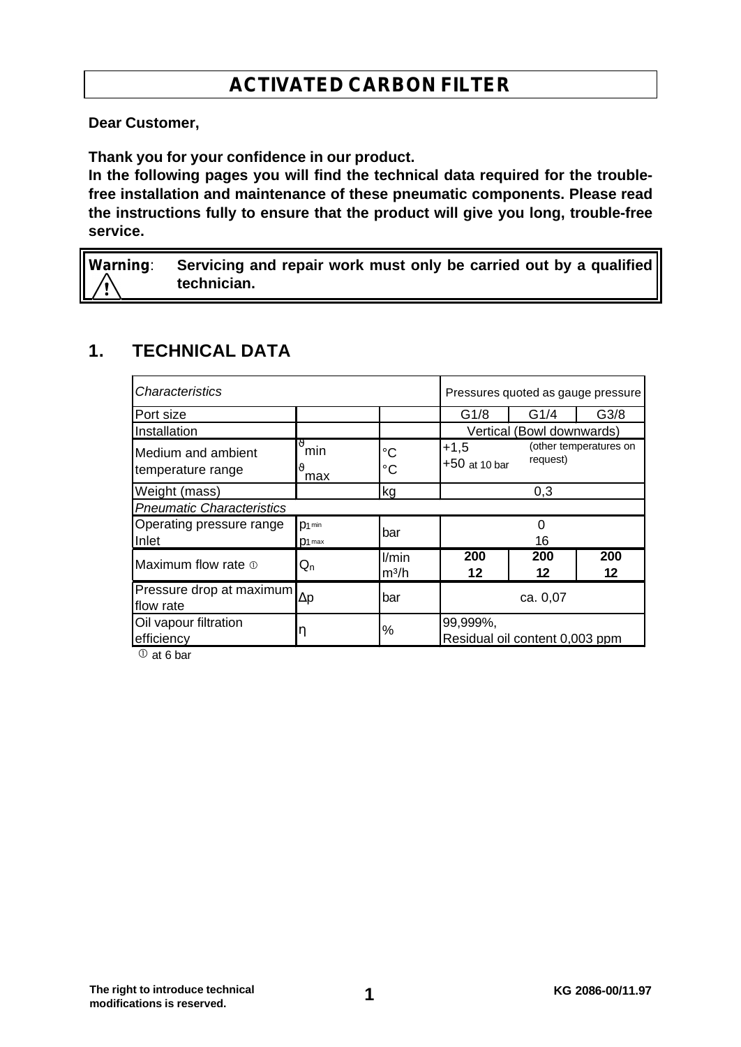# ACTIVATED CARBON FILTER

**Dear Customer,**

**Thank you for your confidence in our product.**
**In the following pages you will find the technical data required for the trouble-free installation and maintenance of these pneumatic components. Please read the instructions fully to ensure that the product will give you long, trouble-free service.**

> **Warning**: **Servicing and repair work must only be carried out by a qualified technician.**

## 1. TECHNICAL DATA

| *Characteristics* | | | Pressures quoted as gauge pressure | | |
|---|---|---|---|---|---|
| Port size | | | G1/8 | G1/4 | G3/8 |
| Installation | | | Vertical (Bowl downwards) | | |
| Medium and ambient temperature range | $\vartheta_{min}$ <br> $\vartheta_{max}$ | °C <br> °C | +1,5 <br> +50 at 10 bar | (other temperatures on request) | |
| Weight (mass) | | kg | 0,3 | | |
| *Pneumatic Characteristics* | | | | | |
| Operating pressure range Inlet | $p_{1\,min}$ <br> $p_{1\,max}$ | bar | 0 <br> 16 | | |
| Maximum flow rate ① | $Q_n$ | l/min <br> m³/h | **200** <br> **12** | **200** <br> **12** | **200** <br> **12** |
| Pressure drop at maximum flow rate | Δp | bar | ca. 0,07 | | |
| Oil vapour filtration efficiency | η | % | 99,999%, Residual oil content 0,003 ppm | | |

① at 6 bar

The right to introduce technical modifications is reserved.

KG 2086-00/11.97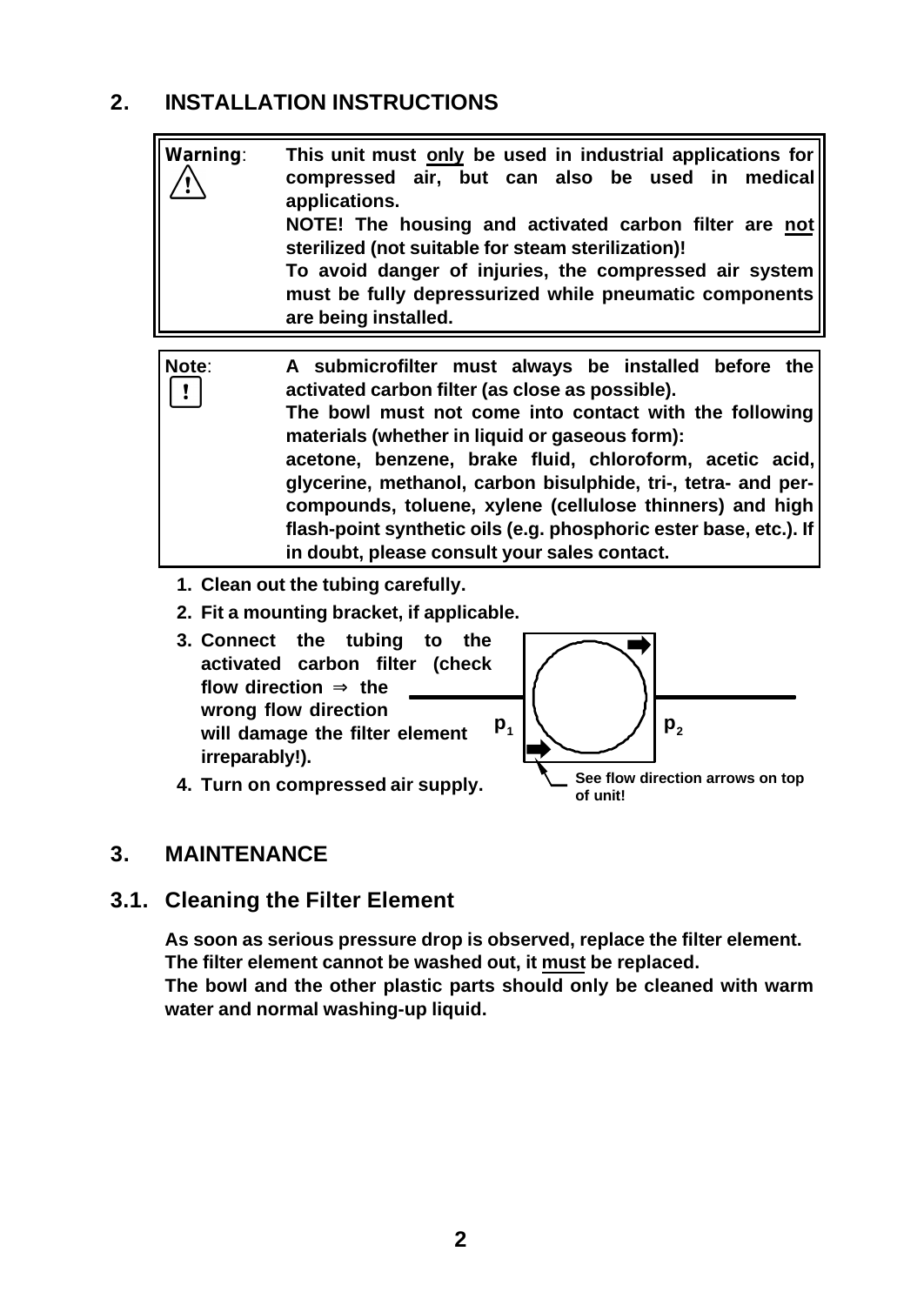## 2. INSTALLATION INSTRUCTIONS

> **Warning**: **This unit must <u>only</u> be used in industrial applications for compressed air, but can also be used in medical applications.**
> **NOTE! The housing and activated carbon filter are <u>not</u> sterilized (not suitable for steam sterilization)!**
> **To avoid danger of injuries, the compressed air system must be fully depressurized while pneumatic components are being installed.**

> **Note**: **A submicrofilter must always be installed before the activated carbon filter (as close as possible).**
> **The bowl must not come into contact with the following materials (whether in liquid or gaseous form):**
> **acetone, benzene, brake fluid, chloroform, acetic acid, glycerine, methanol, carbon bisulphide, tri-, tetra- and per-compounds, toluene, xylene (cellulose thinners) and high flash-point synthetic oils (e.g. phosphoric ester base, etc.). If in doubt, please consult your sales contact.**

1. **Clean out the tubing carefully.**
2. **Fit a mounting bracket, if applicable.**
3. **Connect the tubing to the activated carbon filter (check flow direction ⇒ the wrong flow direction will damage the filter element irreparably!).**
4. **Turn on compressed air supply.**

$p_1$ $p_2$

**See flow direction arrows on top of unit!**

## 3. MAINTENANCE

### 3.1. Cleaning the Filter Element

**As soon as serious pressure drop is observed, replace the filter element.**
**The filter element cannot be washed out, it <u>must</u> be replaced.**
**The bowl and the other plastic parts should only be cleaned with warm water and normal washing-up liquid.**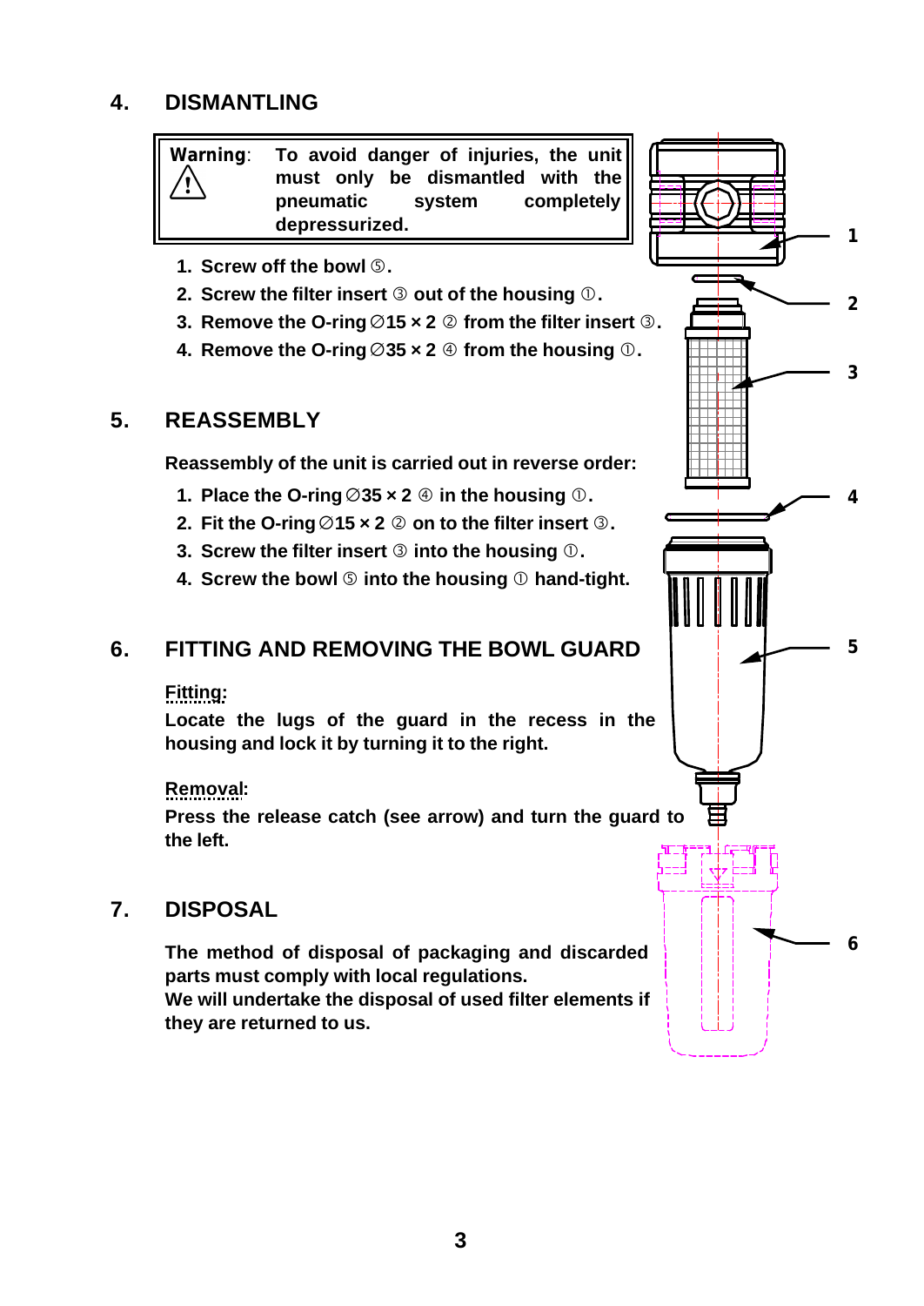## 4. DISMANTLING

> **Warning**: ⚠ To avoid danger of injuries, the unit must only be dismantled with the pneumatic system completely depressurized.

1. Screw off the bowl ⑤.
2. Screw the filter insert ③ out of the housing ①.
3. Remove the O-ring ∅15 × 2 ② from the filter insert ③.
4. Remove the O-ring ∅35 × 2 ④ from the housing ①.

## 5. REASSEMBLY

Reassembly of the unit is carried out in reverse order:

1. Place the O-ring ∅35 × 2 ④ in the housing ①.
2. Fit the O-ring ∅15 × 2 ② on to the filter insert ③.
3. Screw the filter insert ③ into the housing ①.
4. Screw the bowl ⑤ into the housing ① hand-tight.

## 6. FITTING AND REMOVING THE BOWL GUARD

**Fitting:**
Locate the lugs of the guard in the recess in the housing and lock it by turning it to the right.

**Removal:**
Press the release catch (see arrow) and turn the guard to the left.

## 7. DISPOSAL

The method of disposal of packaging and discarded parts must comply with local regulations.
We will undertake the disposal of used filter elements if they are returned to us.

1
2
3
4
5
6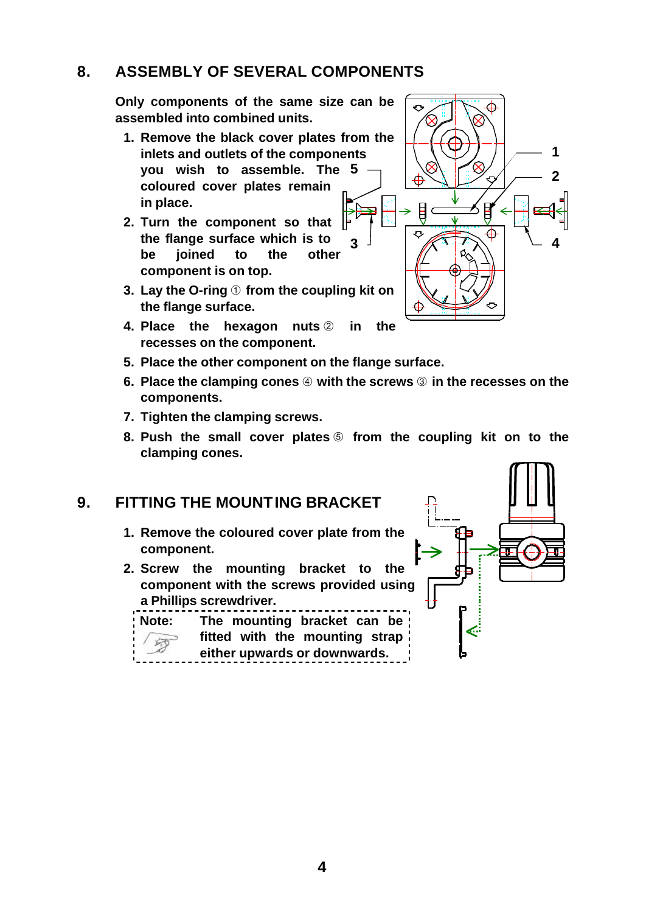## 8. ASSEMBLY OF SEVERAL COMPONENTS

**Only components of the same size can be assembled into combined units.**

1. **Remove the black cover plates from the inlets and outlets of the components you wish to assemble. The coloured cover plates remain in place.**
2. **Turn the component so that the flange surface which is to be joined to the other component is on top.**
3. **Lay the O-ring ① from the coupling kit on the flange surface.**
4. **Place the hexagon nuts ② in the recesses on the component.**
5. **Place the other component on the flange surface.**
6. **Place the clamping cones ④ with the screws ③ in the recesses on the components.**
7. **Tighten the clamping screws.**
8. **Push the small cover plates ⑤ from the coupling kit on to the clamping cones.**

1
2
3
4
5

## 9. FITTING THE MOUNTING BRACKET

1. **Remove the coloured cover plate from the component.**
2. **Screw the mounting bracket to the component with the screws provided using a Phillips screwdriver.**

> **Note:** **The mounting bracket can be fitted with the mounting strap either upwards or downwards.**